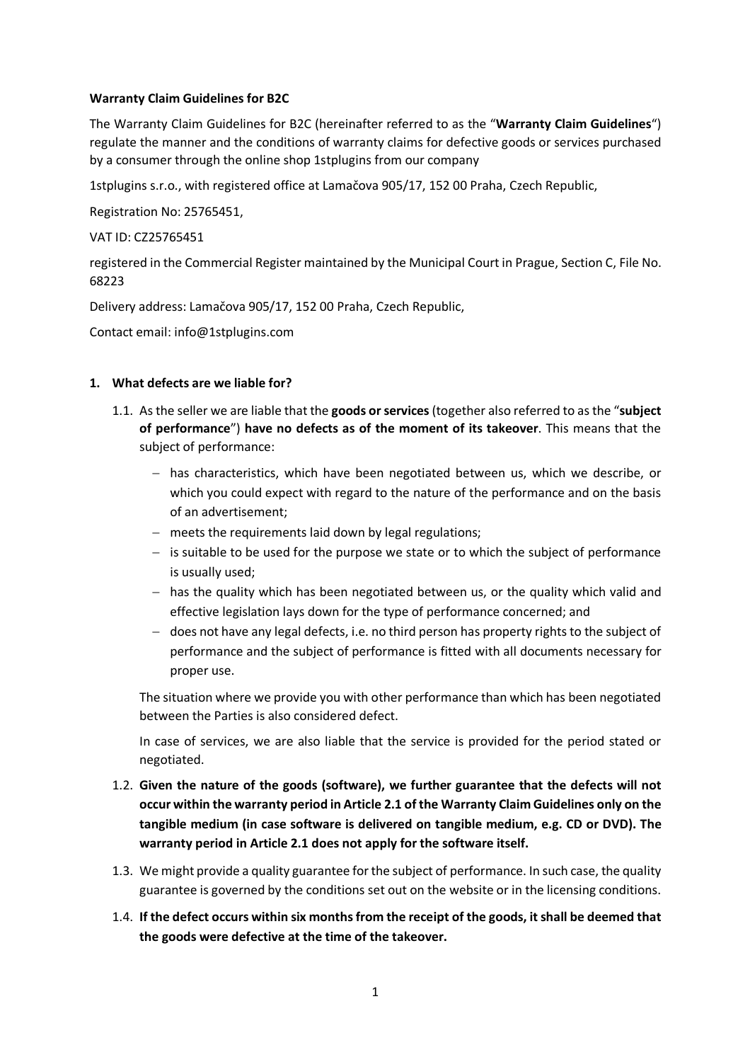**Warranty Claim Guidelines for B2C**

The Warranty Claim Guidelines for B2C (hereinafter referred to as the "**Warranty Claim Guidelines**") regulate the manner and the conditions of warranty claims for defective goods or services purchased by a consumer through the online shop 1stplugins from our company

1stplugins s.r.o., with registered office at Lamačova 905/17, 152 00 Praha, Czech Republic,

Registration No: 25765451,

VAT ID: CZ25765451

registered in the Commercial Register maintained by the Municipal Court in Prague, Section C, File No. 68223

Delivery address: Lamačova 905/17, 152 00 Praha, Czech Republic,

Contact email: info@1stplugins.com

## 1. What defects are we liable for?

1.1. As the seller we are liable that the **goods or services** (together also referred to as the "**subject of performance**") **have no defects as of the moment of its takeover**. This means that the subject of performance:

- has characteristics, which have been negotiated between us, which we describe, or which you could expect with regard to the nature of the performance and on the basis of an advertisement;
- meets the requirements laid down by legal regulations;
- is suitable to be used for the purpose we state or to which the subject of performance is usually used;
- has the quality which has been negotiated between us, or the quality which valid and effective legislation lays down for the type of performance concerned; and
- does not have any legal defects, i.e. no third person has property rights to the subject of performance and the subject of performance is fitted with all documents necessary for proper use.

The situation where we provide you with other performance than which has been negotiated between the Parties is also considered defect.

In case of services, we are also liable that the service is provided for the period stated or negotiated.

1.2. **Given the nature of the goods (software), we further guarantee that the defects will not occur within the warranty period in Article 2.1 of the Warranty Claim Guidelines only on the tangible medium (in case software is delivered on tangible medium, e.g. CD or DVD). The warranty period in Article 2.1 does not apply for the software itself.**

1.3. We might provide a quality guarantee for the subject of performance. In such case, the quality guarantee is governed by the conditions set out on the website or in the licensing conditions.

1.4. **If the defect occurs within six months from the receipt of the goods, it shall be deemed that the goods were defective at the time of the takeover.**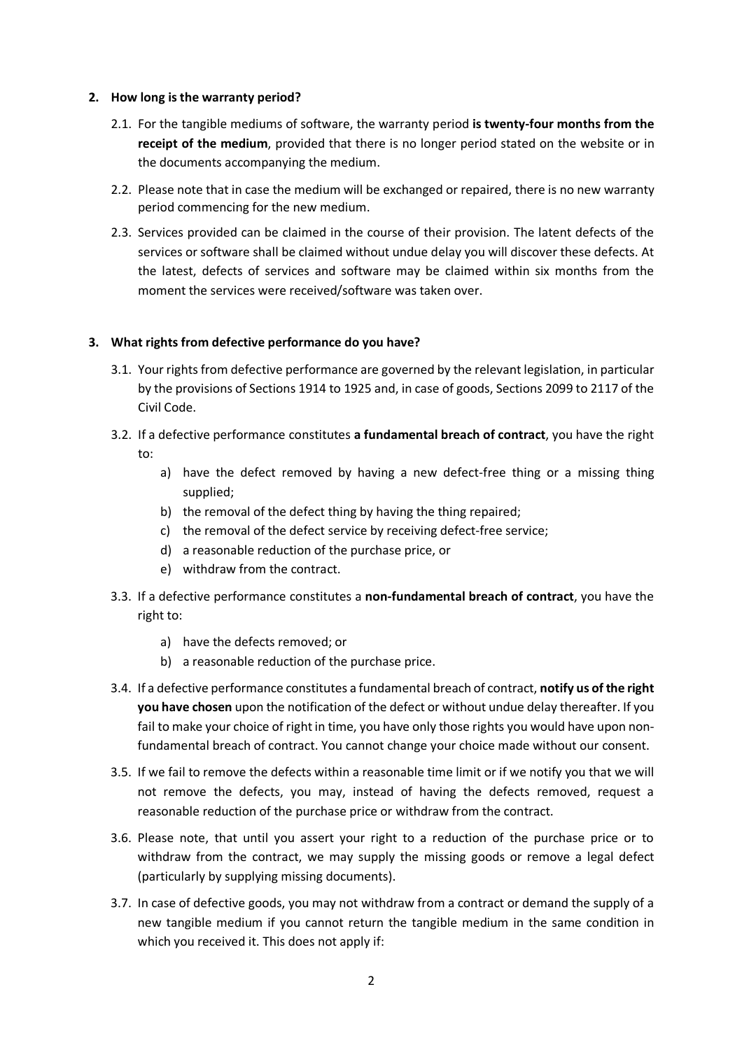## 2. How long is the warranty period?

2.1. For the tangible mediums of software, the warranty period **is twenty-four months from the receipt of the medium**, provided that there is no longer period stated on the website or in the documents accompanying the medium.

2.2. Please note that in case the medium will be exchanged or repaired, there is no new warranty period commencing for the new medium.

2.3. Services provided can be claimed in the course of their provision. The latent defects of the services or software shall be claimed without undue delay you will discover these defects. At the latest, defects of services and software may be claimed within six months from the moment the services were received/software was taken over.

## 3. What rights from defective performance do you have?

3.1. Your rights from defective performance are governed by the relevant legislation, in particular by the provisions of Sections 1914 to 1925 and, in case of goods, Sections 2099 to 2117 of the Civil Code.

3.2. If a defective performance constitutes **a fundamental breach of contract**, you have the right to:

a) have the defect removed by having a new defect-free thing or a missing thing supplied;

b) the removal of the defect thing by having the thing repaired;

c) the removal of the defect service by receiving defect-free service;

d) a reasonable reduction of the purchase price, or

e) withdraw from the contract.

3.3. If a defective performance constitutes a **non-fundamental breach of contract**, you have the right to:

a) have the defects removed; or

b) a reasonable reduction of the purchase price.

3.4. If a defective performance constitutes a fundamental breach of contract, **notify us of the right you have chosen** upon the notification of the defect or without undue delay thereafter. If you fail to make your choice of right in time, you have only those rights you would have upon non-fundamental breach of contract. You cannot change your choice made without our consent.

3.5. If we fail to remove the defects within a reasonable time limit or if we notify you that we will not remove the defects, you may, instead of having the defects removed, request a reasonable reduction of the purchase price or withdraw from the contract.

3.6. Please note, that until you assert your right to a reduction of the purchase price or to withdraw from the contract, we may supply the missing goods or remove a legal defect (particularly by supplying missing documents).

3.7. In case of defective goods, you may not withdraw from a contract or demand the supply of a new tangible medium if you cannot return the tangible medium in the same condition in which you received it. This does not apply if: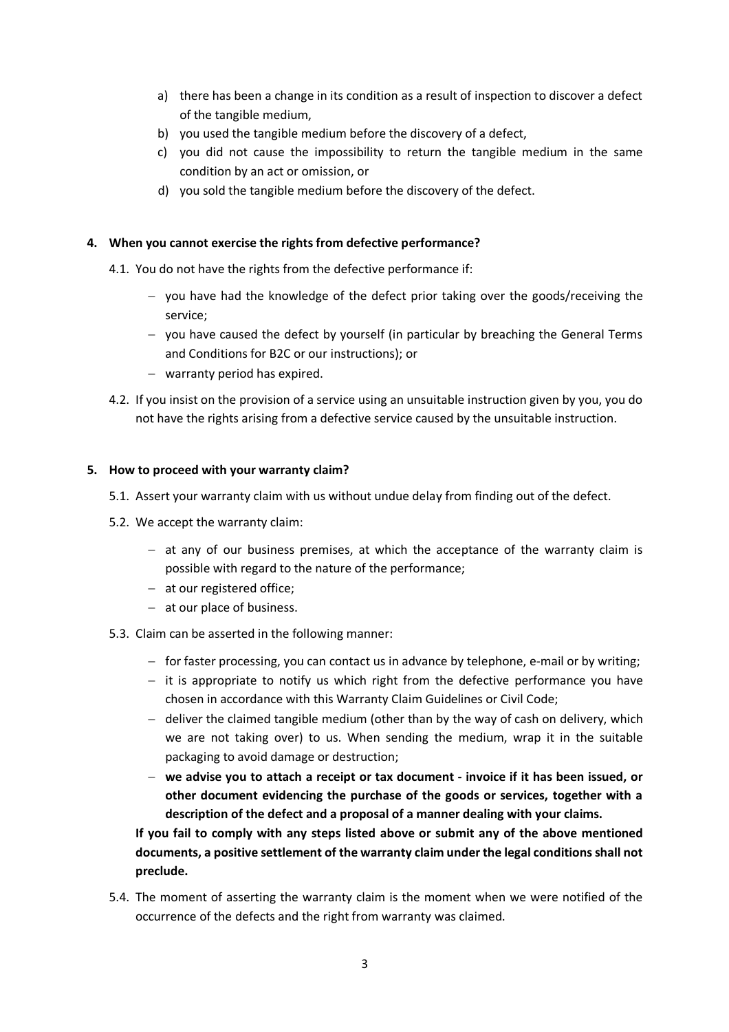a) there has been a change in its condition as a result of inspection to discover a defect of the tangible medium,
b) you used the tangible medium before the discovery of a defect,
c) you did not cause the impossibility to return the tangible medium in the same condition by an act or omission, or
d) you sold the tangible medium before the discovery of the defect.

**4. When you cannot exercise the rights from defective performance?**

4.1. You do not have the rights from the defective performance if:

- you have had the knowledge of the defect prior taking over the goods/receiving the service;
- you have caused the defect by yourself (in particular by breaching the General Terms and Conditions for B2C or our instructions); or
- warranty period has expired.

4.2. If you insist on the provision of a service using an unsuitable instruction given by you, you do not have the rights arising from a defective service caused by the unsuitable instruction.

**5. How to proceed with your warranty claim?**

5.1. Assert your warranty claim with us without undue delay from finding out of the defect.

5.2. We accept the warranty claim:

- at any of our business premises, at which the acceptance of the warranty claim is possible with regard to the nature of the performance;
- at our registered office;
- at our place of business.

5.3. Claim can be asserted in the following manner:

- for faster processing, you can contact us in advance by telephone, e-mail or by writing;
- it is appropriate to notify us which right from the defective performance you have chosen in accordance with this Warranty Claim Guidelines or Civil Code;
- deliver the claimed tangible medium (other than by the way of cash on delivery, which we are not taking over) to us. When sending the medium, wrap it in the suitable packaging to avoid damage or destruction;
- **we advise you to attach a receipt or tax document - invoice if it has been issued, or other document evidencing the purchase of the goods or services, together with a description of the defect and a proposal of a manner dealing with your claims.**

**If you fail to comply with any steps listed above or submit any of the above mentioned documents, a positive settlement of the warranty claim under the legal conditions shall not preclude.**

5.4. The moment of asserting the warranty claim is the moment when we were notified of the occurrence of the defects and the right from warranty was claimed.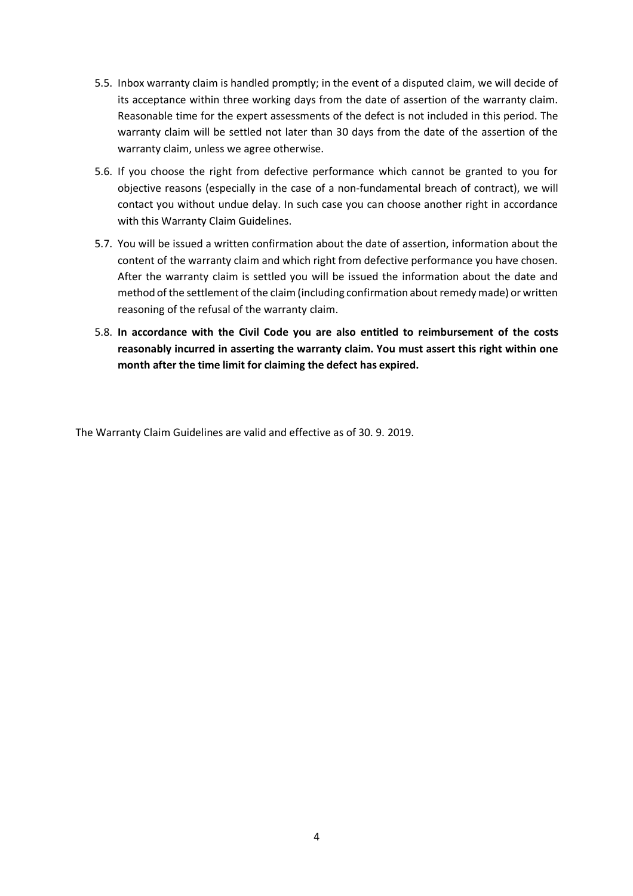5.5. Inbox warranty claim is handled promptly; in the event of a disputed claim, we will decide of its acceptance within three working days from the date of assertion of the warranty claim. Reasonable time for the expert assessments of the defect is not included in this period. The warranty claim will be settled not later than 30 days from the date of the assertion of the warranty claim, unless we agree otherwise.

5.6. If you choose the right from defective performance which cannot be granted to you for objective reasons (especially in the case of a non-fundamental breach of contract), we will contact you without undue delay. In such case you can choose another right in accordance with this Warranty Claim Guidelines.

5.7. You will be issued a written confirmation about the date of assertion, information about the content of the warranty claim and which right from defective performance you have chosen. After the warranty claim is settled you will be issued the information about the date and method of the settlement of the claim (including confirmation about remedy made) or written reasoning of the refusal of the warranty claim.

5.8. **In accordance with the Civil Code you are also entitled to reimbursement of the costs reasonably incurred in asserting the warranty claim. You must assert this right within one month after the time limit for claiming the defect has expired.**

The Warranty Claim Guidelines are valid and effective as of 30. 9. 2019.